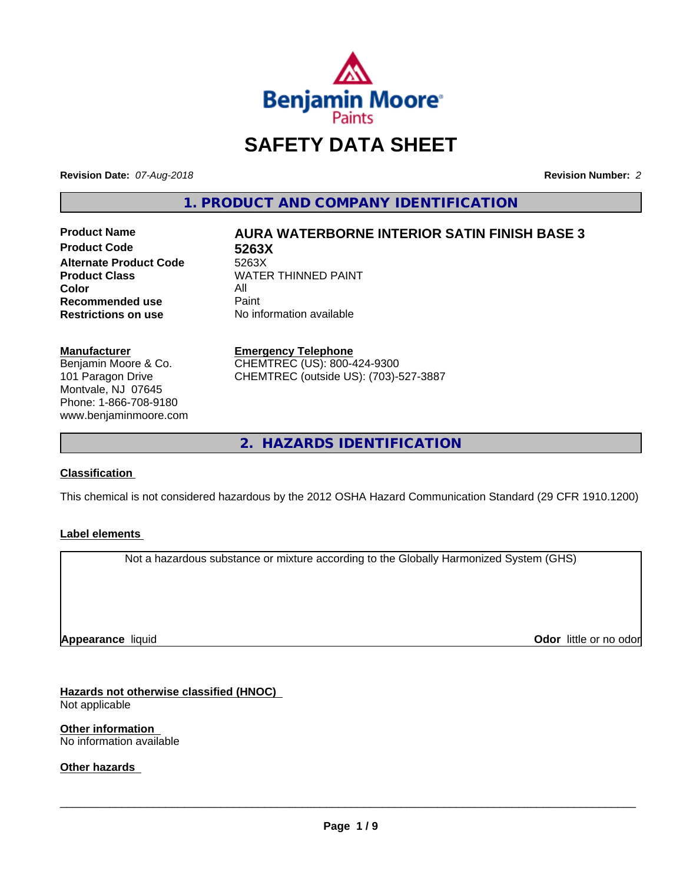# SAFETY DATA SHEET

**Revision Date:** *07-Aug-2018*

**Revision Number:** *2*

## 1. PRODUCT AND COMPANY IDENTIFICATION

| | |
|---|---|
| **Product Name** | **AURA WATERBORNE INTERIOR SATIN FINISH BASE 3** |
| **Product Code** | **5263X** |
| **Alternate Product Code** | 5263X |
| **Product Class** | WATER THINNED PAINT |
| **Color** | All |
| **Recommended use** | Paint |
| **Restrictions on use** | No information available |

**Manufacturer**
Benjamin Moore & Co.
101 Paragon Drive
Montvale, NJ 07645
Phone: 1-866-708-9180
www.benjaminmoore.com

**Emergency Telephone**
CHEMTREC (US): 800-424-9300
CHEMTREC (outside US): (703)-527-3887

## 2. HAZARDS IDENTIFICATION

**Classification**

This chemical is not considered hazardous by the 2012 OSHA Hazard Communication Standard (29 CFR 1910.1200)

**Label elements**

Not a hazardous substance or mixture according to the Globally Harmonized System (GHS)

**Appearance** liquid

**Odor** little or no odor

**Hazards not otherwise classified (HNOC)**
Not applicable

**Other information**
No information available

**Other hazards**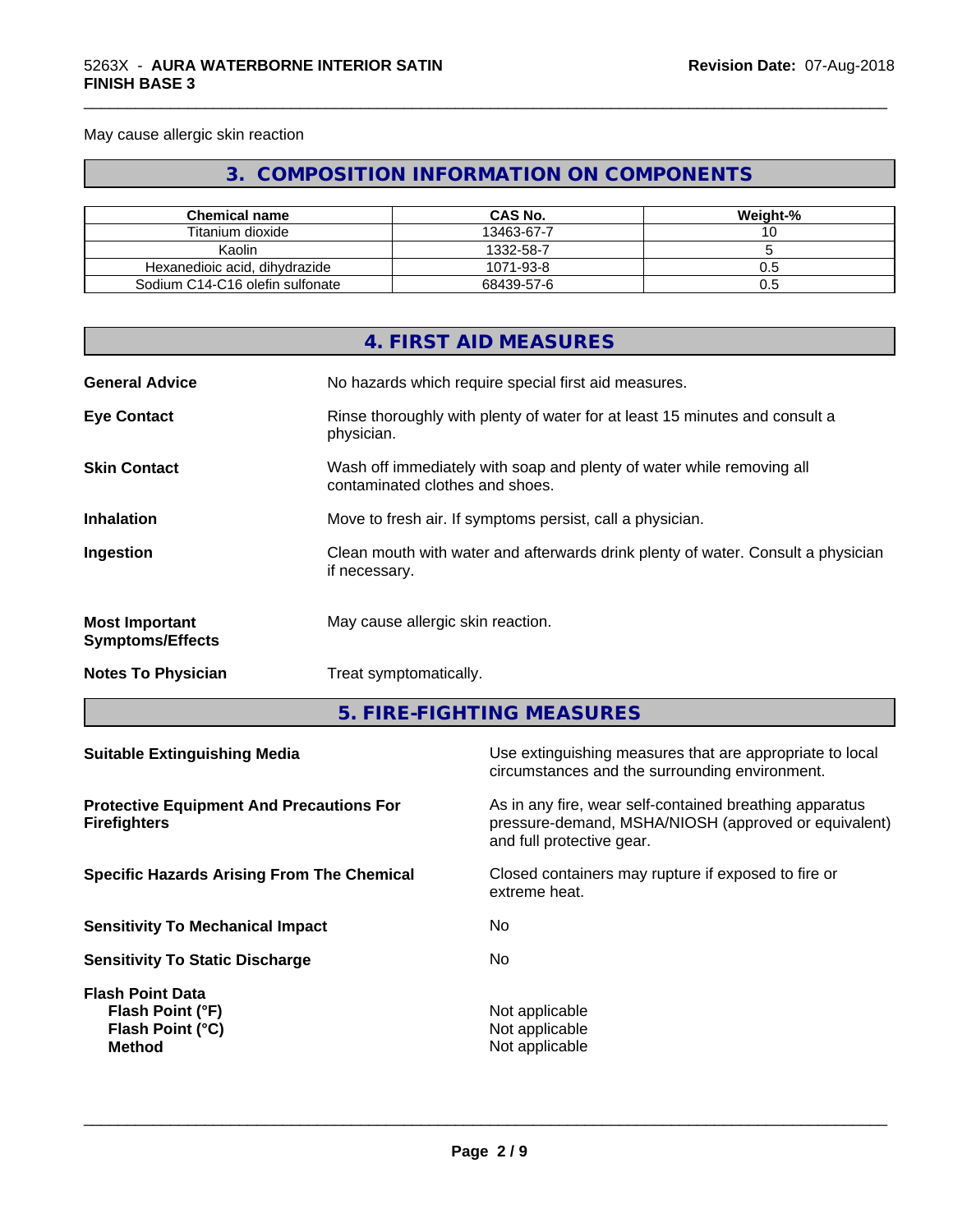May cause allergic skin reaction

## 3. COMPOSITION INFORMATION ON COMPONENTS

| Chemical name | CAS No. | Weight-% |
|---|---|---|
| Titanium dioxide | 13463-67-7 | 10 |
| Kaolin | 1332-58-7 | 5 |
| Hexanedioic acid, dihydrazide | 1071-93-8 | 0.5 |
| Sodium C14-C16 olefin sulfonate | 68439-57-6 | 0.5 |

## 4. FIRST AID MEASURES

**General Advice** No hazards which require special first aid measures.

**Eye Contact** Rinse thoroughly with plenty of water for at least 15 minutes and consult a physician.

**Skin Contact** Wash off immediately with soap and plenty of water while removing all contaminated clothes and shoes.

**Inhalation** Move to fresh air. If symptoms persist, call a physician.

**Ingestion** Clean mouth with water and afterwards drink plenty of water. Consult a physician if necessary.

**Most Important Symptoms/Effects** May cause allergic skin reaction.

**Notes To Physician** Treat symptomatically.

## 5. FIRE-FIGHTING MEASURES

**Suitable Extinguishing Media** Use extinguishing measures that are appropriate to local circumstances and the surrounding environment.

**Protective Equipment And Precautions For Firefighters** As in any fire, wear self-contained breathing apparatus pressure-demand, MSHA/NIOSH (approved or equivalent) and full protective gear.

**Specific Hazards Arising From The Chemical** Closed containers may rupture if exposed to fire or extreme heat.

**Sensitivity To Mechanical Impact** No

**Sensitivity To Static Discharge** No

**Flash Point Data**
**Flash Point (°F)** Not applicable
**Flash Point (°C)** Not applicable
**Method** Not applicable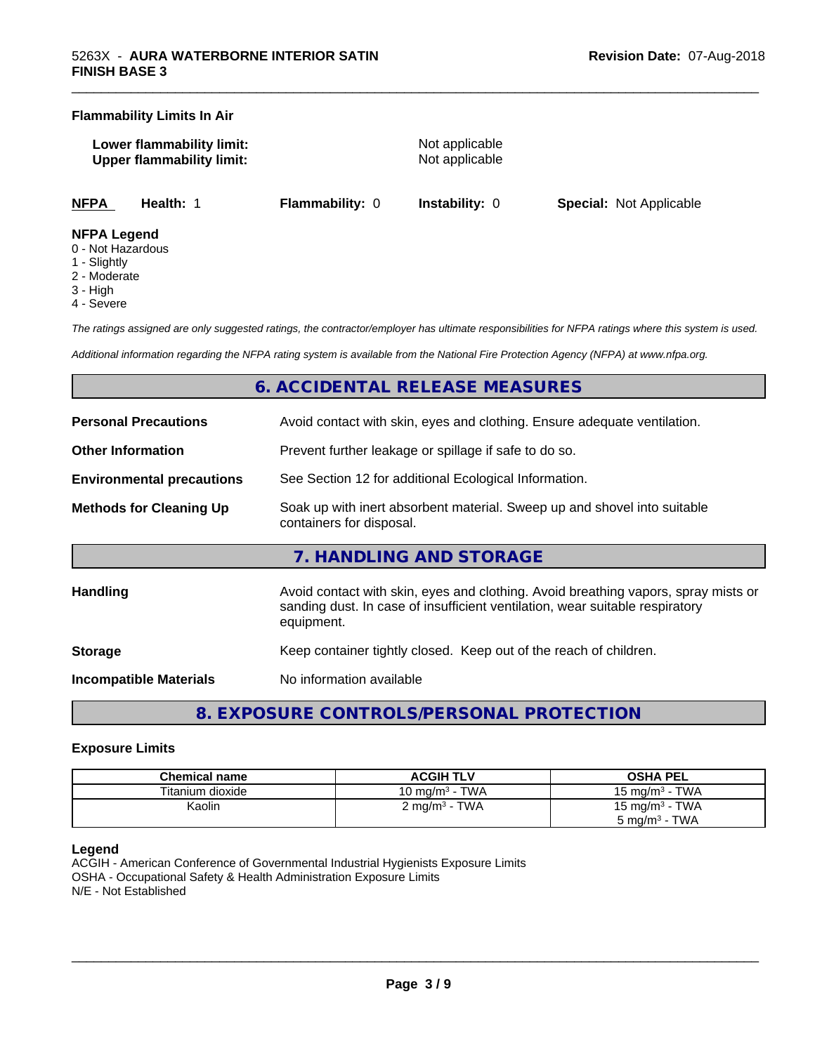**Flammability Limits In Air**

**Lower flammability limit:** Not applicable
**Upper flammability limit:** Not applicable

| NFPA | Health: 1 | Flammability: 0 | Instability: 0 | Special: Not Applicable |
|---|---|---|---|---|

**NFPA Legend**
0 - Not Hazardous
1 - Slightly
2 - Moderate
3 - High
4 - Severe

*The ratings assigned are only suggested ratings, the contractor/employer has ultimate responsibilities for NFPA ratings where this system is used.*

*Additional information regarding the NFPA rating system is available from the National Fire Protection Agency (NFPA) at www.nfpa.org.*

## 6. ACCIDENTAL RELEASE MEASURES

**Personal Precautions** Avoid contact with skin, eyes and clothing. Ensure adequate ventilation.

**Other Information** Prevent further leakage or spillage if safe to do so.

**Environmental precautions** See Section 12 for additional Ecological Information.

**Methods for Cleaning Up** Soak up with inert absorbent material. Sweep up and shovel into suitable containers for disposal.

## 7. HANDLING AND STORAGE

**Handling** Avoid contact with skin, eyes and clothing. Avoid breathing vapors, spray mists or sanding dust. In case of insufficient ventilation, wear suitable respiratory equipment.

**Storage** Keep container tightly closed. Keep out of the reach of children.

**Incompatible Materials** No information available

## 8. EXPOSURE CONTROLS/PERSONAL PROTECTION

### Exposure Limits

| Chemical name | ACGIH TLV | OSHA PEL |
|---|---|---|
| Titanium dioxide | 10 mg/m$^3$ - TWA | 15 mg/m$^3$ - TWA |
| Kaolin | 2 mg/m$^3$ - TWA | 15 mg/m$^3$ - TWA<br>5 mg/m$^3$ - TWA |

**Legend**
ACGIH - American Conference of Governmental Industrial Hygienists Exposure Limits
OSHA - Occupational Safety & Health Administration Exposure Limits
N/E - Not Established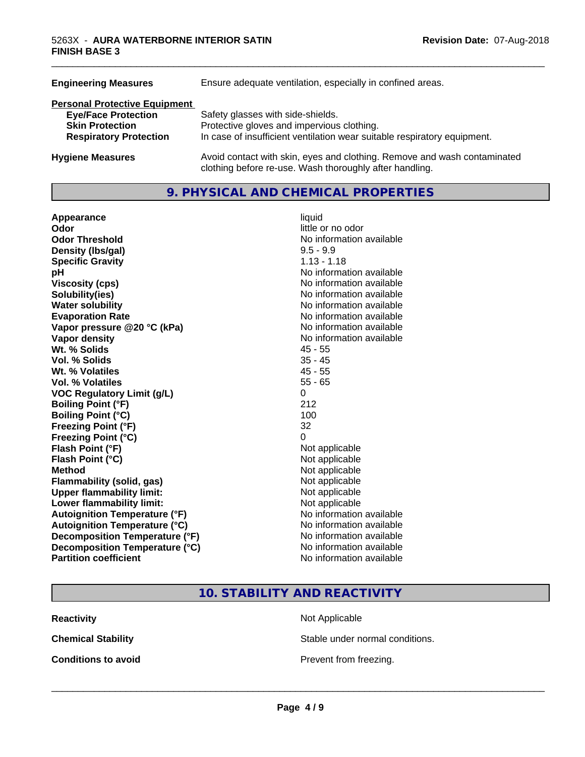| | |
|---|---|
| **Engineering Measures** | Ensure adequate ventilation, especially in confined areas. |

**Personal Protective Equipment**

| | |
|---|---|
| **Eye/Face Protection** | Safety glasses with side-shields. |
| **Skin Protection** | Protective gloves and impervious clothing. |
| **Respiratory Protection** | In case of insufficient ventilation wear suitable respiratory equipment. |
| **Hygiene Measures** | Avoid contact with skin, eyes and clothing. Remove and wash contaminated clothing before re-use. Wash thoroughly after handling. |

## 9. PHYSICAL AND CHEMICAL PROPERTIES

| | |
|---|---|
| **Appearance** | liquid |
| **Odor** | little or no odor |
| **Odor Threshold** | No information available |
| **Density (lbs/gal)** | 9.5 - 9.9 |
| **Specific Gravity** | 1.13 - 1.18 |
| **pH** | No information available |
| **Viscosity (cps)** | No information available |
| **Solubility(ies)** | No information available |
| **Water solubility** | No information available |
| **Evaporation Rate** | No information available |
| **Vapor pressure @20 °C (kPa)** | No information available |
| **Vapor density** | No information available |
| **Wt. % Solids** | 45 - 55 |
| **Vol. % Solids** | 35 - 45 |
| **Wt. % Volatiles** | 45 - 55 |
| **Vol. % Volatiles** | 55 - 65 |
| **VOC Regulatory Limit (g/L)** | 0 |
| **Boiling Point (°F)** | 212 |
| **Boiling Point (°C)** | 100 |
| **Freezing Point (°F)** | 32 |
| **Freezing Point (°C)** | 0 |
| **Flash Point (°F)** | Not applicable |
| **Flash Point (°C)** | Not applicable |
| **Method** | Not applicable |
| **Flammability (solid, gas)** | Not applicable |
| **Upper flammability limit:** | Not applicable |
| **Lower flammability limit:** | Not applicable |
| **Autoignition Temperature (°F)** | No information available |
| **Autoignition Temperature (°C)** | No information available |
| **Decomposition Temperature (°F)** | No information available |
| **Decomposition Temperature (°C)** | No information available |
| **Partition coefficient** | No information available |

## 10. STABILITY AND REACTIVITY

| | |
|---|---|
| **Reactivity** | Not Applicable |
| **Chemical Stability** | Stable under normal conditions. |
| **Conditions to avoid** | Prevent from freezing. |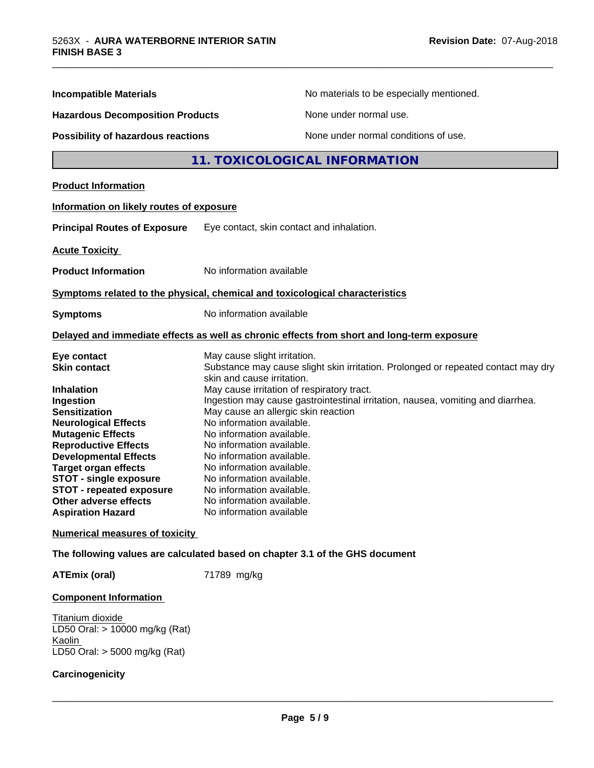| | |
|---|---|
| **Incompatible Materials** | No materials to be especially mentioned. |
| **Hazardous Decomposition Products** | None under normal use. |
| **Possibility of hazardous reactions** | None under normal conditions of use. |

## 11. TOXICOLOGICAL INFORMATION

**Product Information**

**Information on likely routes of exposure**

**Principal Routes of Exposure** Eye contact, skin contact and inhalation.

**Acute Toxicity**

**Product Information** No information available

**Symptoms related to the physical, chemical and toxicological characteristics**

**Symptoms** No information available

**Delayed and immediate effects as well as chronic effects from short and long-term exposure**

| | |
|---|---|
| **Eye contact** | May cause slight irritation. |
| **Skin contact** | Substance may cause slight skin irritation. Prolonged or repeated contact may dry skin and cause irritation. |
| **Inhalation** | May cause irritation of respiratory tract. |
| **Ingestion** | Ingestion may cause gastrointestinal irritation, nausea, vomiting and diarrhea. |
| **Sensitization** | May cause an allergic skin reaction |
| **Neurological Effects** | No information available. |
| **Mutagenic Effects** | No information available. |
| **Reproductive Effects** | No information available. |
| **Developmental Effects** | No information available. |
| **Target organ effects** | No information available. |
| **STOT - single exposure** | No information available. |
| **STOT - repeated exposure** | No information available. |
| **Other adverse effects** | No information available. |
| **Aspiration Hazard** | No information available |

**Numerical measures of toxicity**

**The following values are calculated based on chapter 3.1 of the GHS document**

**ATEmix (oral)** 71789 mg/kg

**Component Information**

Titanium dioxide
LD50 Oral: > 10000 mg/kg (Rat)
Kaolin
LD50 Oral: > 5000 mg/kg (Rat)

**Carcinogenicity**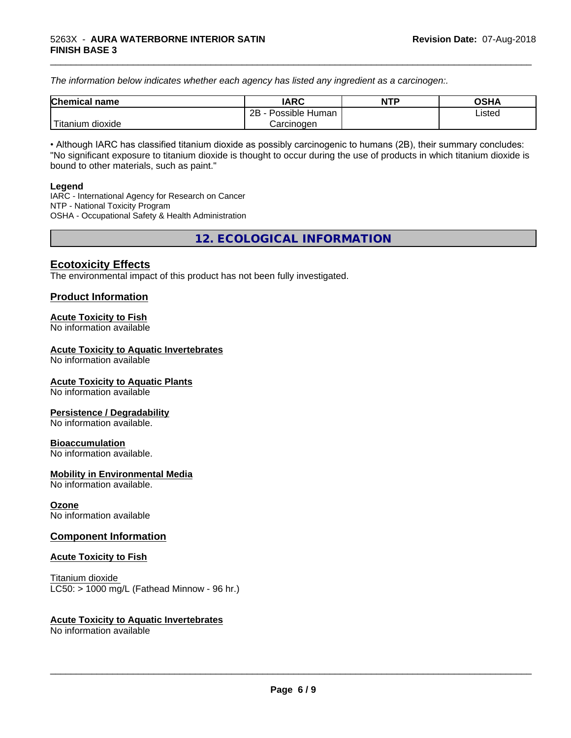*The information below indicates whether each agency has listed any ingredient as a carcinogen:.*

| Chemical name | IARC | NTP | OSHA |
|---|---|---|---|
| Titanium dioxide | 2B - Possible Human Carcinogen | | Listed |

• Although IARC has classified titanium dioxide as possibly carcinogenic to humans (2B), their summary concludes: "No significant exposure to titanium dioxide is thought to occur during the use of products in which titanium dioxide is bound to other materials, such as paint."

**Legend**
IARC - International Agency for Research on Cancer
NTP - National Toxicity Program
OSHA - Occupational Safety & Health Administration

## 12. ECOLOGICAL INFORMATION

### Ecotoxicity Effects

The environmental impact of this product has not been fully investigated.

### Product Information

**Acute Toxicity to Fish**
No information available

**Acute Toxicity to Aquatic Invertebrates**
No information available

**Acute Toxicity to Aquatic Plants**
No information available

**Persistence / Degradability**
No information available.

**Bioaccumulation**
No information available.

**Mobility in Environmental Media**
No information available.

**Ozone**
No information available

### Component Information

**Acute Toxicity to Fish**

Titanium dioxide
LC50: > 1000 mg/L (Fathead Minnow - 96 hr.)

**Acute Toxicity to Aquatic Invertebrates**
No information available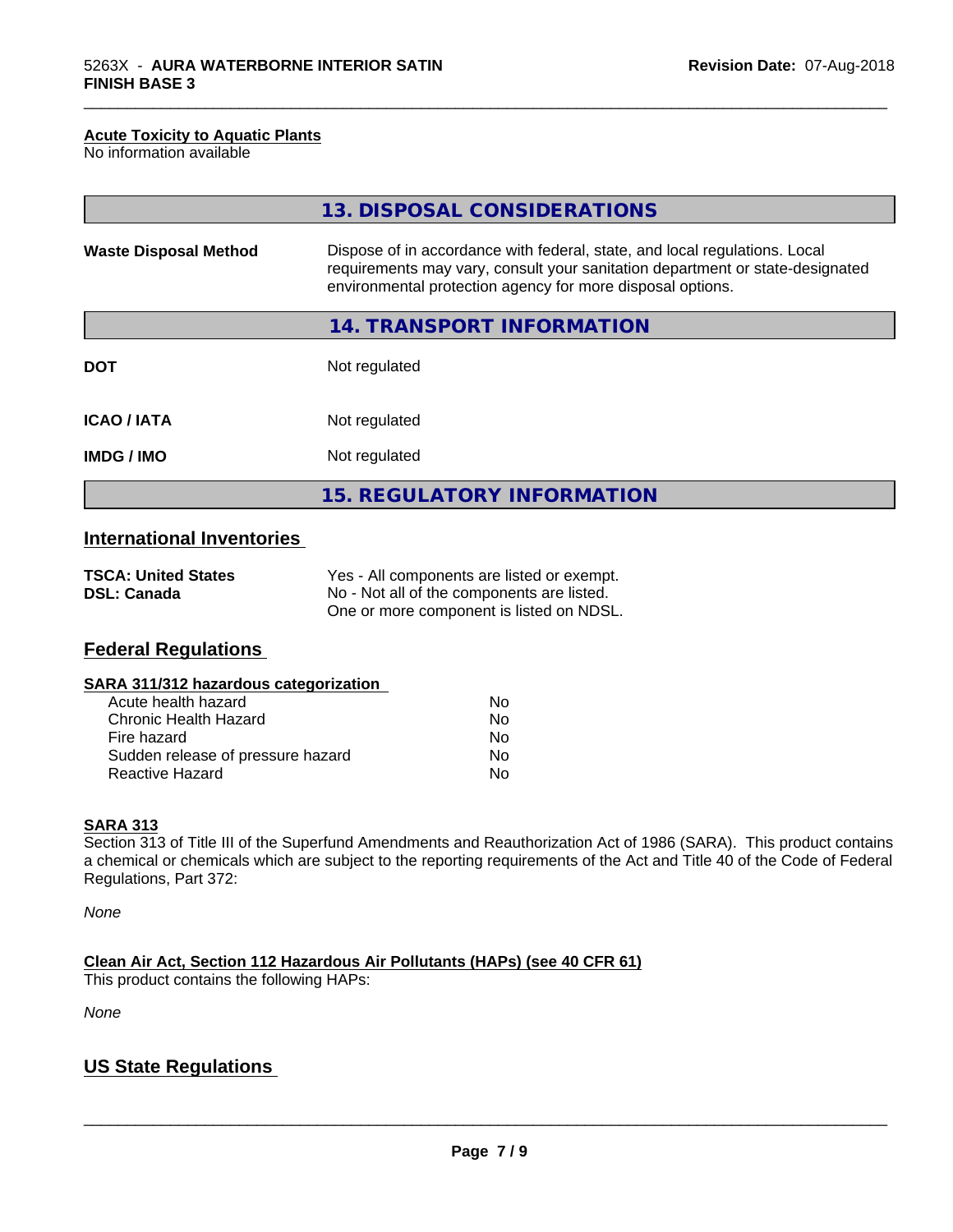#### Acute Toxicity to Aquatic Plants

No information available

## 13. DISPOSAL CONSIDERATIONS

| | |
|---|---|
| **Waste Disposal Method** | Dispose of in accordance with federal, state, and local regulations. Local requirements may vary, consult your sanitation department or state-designated environmental protection agency for more disposal options. |

## 14. TRANSPORT INFORMATION

| | |
|---|---|
| **DOT** | Not regulated |
| **ICAO / IATA** | Not regulated |
| **IMDG / IMO** | Not regulated |

## 15. REGULATORY INFORMATION

### International Inventories

| | |
|---|---|
| **TSCA: United States** | Yes - All components are listed or exempt. |
| **DSL: Canada** | No - Not all of the components are listed. One or more component is listed on NDSL. |

### Federal Regulations

#### SARA 311/312 hazardous categorization

| | |
|---|---|
| Acute health hazard | No |
| Chronic Health Hazard | No |
| Fire hazard | No |
| Sudden release of pressure hazard | No |
| Reactive Hazard | No |

#### SARA 313

Section 313 of Title III of the Superfund Amendments and Reauthorization Act of 1986 (SARA). This product contains a chemical or chemicals which are subject to the reporting requirements of the Act and Title 40 of the Code of Federal Regulations, Part 372:

*None*

#### Clean Air Act, Section 112 Hazardous Air Pollutants (HAPs) (see 40 CFR 61)

This product contains the following HAPs:

*None*

### US State Regulations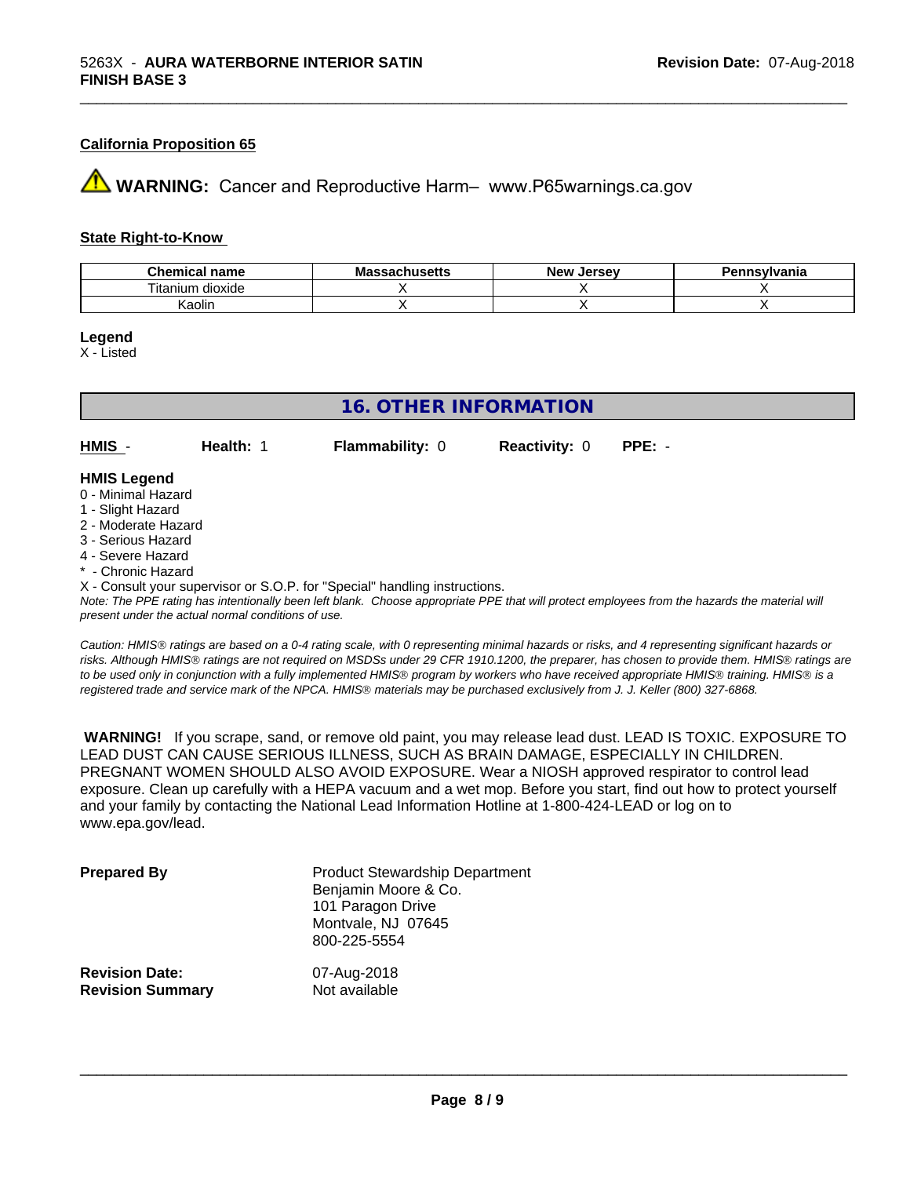#### California Proposition 65

⚠ **WARNING:** Cancer and Reproductive Harm– www.P65warnings.ca.gov

#### State Right-to-Know

| Chemical name | Massachusetts | New Jersey | Pennsylvania |
|---|---|---|---|
| Titanium dioxide | X | X | X |
| Kaolin | X | X | X |

**Legend**
X - Listed

## 16. OTHER INFORMATION

**HMIS** - **Health:** 1 **Flammability:** 0 **Reactivity:** 0 **PPE:** -

**HMIS Legend**
0 - Minimal Hazard
1 - Slight Hazard
2 - Moderate Hazard
3 - Serious Hazard
4 - Severe Hazard
* - Chronic Hazard
X - Consult your supervisor or S.O.P. for "Special" handling instructions.

*Note: The PPE rating has intentionally been left blank. Choose appropriate PPE that will protect employees from the hazards the material will present under the actual normal conditions of use.*

*Caution: HMIS® ratings are based on a 0-4 rating scale, with 0 representing minimal hazards or risks, and 4 representing significant hazards or risks. Although HMIS® ratings are not required on MSDSs under 29 CFR 1910.1200, the preparer, has chosen to provide them. HMIS® ratings are to be used only in conjunction with a fully implemented HMIS® program by workers who have received appropriate HMIS® training. HMIS® is a registered trade and service mark of the NPCA. HMIS® materials may be purchased exclusively from J. J. Keller (800) 327-6868.*

**WARNING!** If you scrape, sand, or remove old paint, you may release lead dust. LEAD IS TOXIC. EXPOSURE TO LEAD DUST CAN CAUSE SERIOUS ILLNESS, SUCH AS BRAIN DAMAGE, ESPECIALLY IN CHILDREN. PREGNANT WOMEN SHOULD ALSO AVOID EXPOSURE. Wear a NIOSH approved respirator to control lead exposure. Clean up carefully with a HEPA vacuum and a wet mop. Before you start, find out how to protect yourself and your family by contacting the National Lead Information Hotline at 1-800-424-LEAD or log on to www.epa.gov/lead.

**Prepared By**
Product Stewardship Department
Benjamin Moore & Co.
101 Paragon Drive
Montvale, NJ 07645
800-225-5554

**Revision Date:** 07-Aug-2018
**Revision Summary** Not available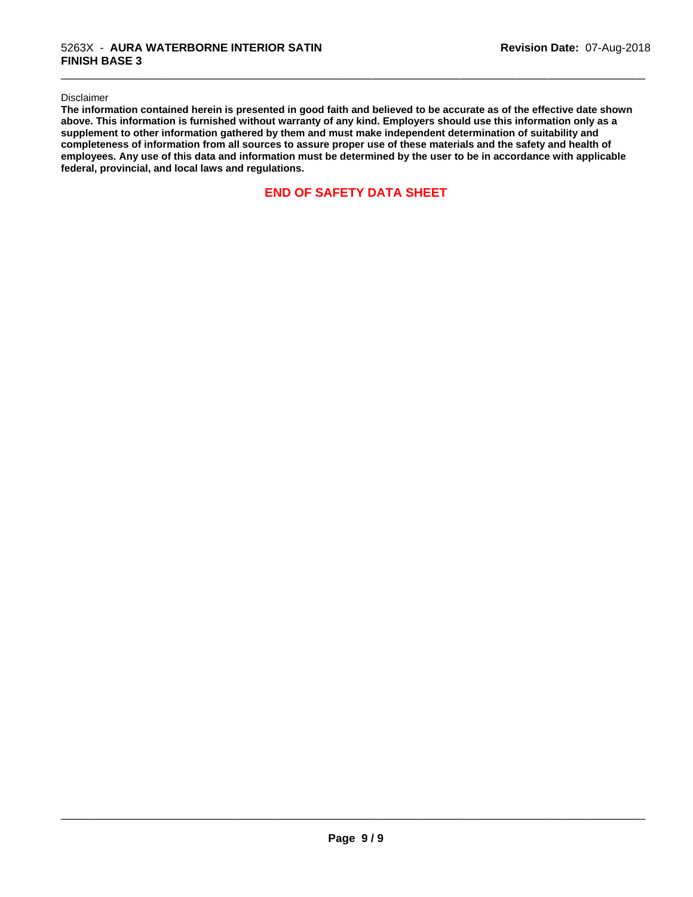Disclaimer

**The information contained herein is presented in good faith and believed to be accurate as of the effective date shown above. This information is furnished without warranty of any kind. Employers should use this information only as a supplement to other information gathered by them and must make independent determination of suitability and completeness of information from all sources to assure proper use of these materials and the safety and health of employees. Any use of this data and information must be determined by the user to be in accordance with applicable federal, provincial, and local laws and regulations.**

**END OF SAFETY DATA SHEET**